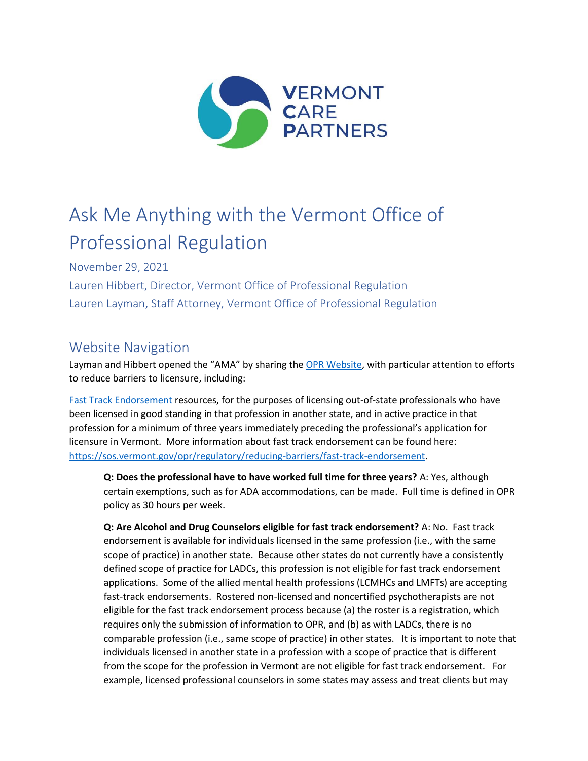VERMONT CARE PARTNERS

# Ask Me Anything with the Vermont Office of Professional Regulation

November 29, 2021

Lauren Hibbert, Director, Vermont Office of Professional Regulation

Lauren Layman, Staff Attorney, Vermont Office of Professional Regulation

## Website Navigation

Layman and Hibbert opened the "AMA" by sharing the [OPR Website](), with particular attention to efforts to reduce barriers to licensure, including:

[Fast Track Endorsement]() resources, for the purposes of licensing out-of-state professionals who have been licensed in good standing in that profession in another state, and in active practice in that profession for a minimum of three years immediately preceding the professional's application for licensure in Vermont. More information about fast track endorsement can be found here: [https://sos.vermont.gov/opr/regulatory/reducing-barriers/fast-track-endorsement](https://sos.vermont.gov/opr/regulatory/reducing-barriers/fast-track-endorsement).

> **Q: Does the professional have to have worked full time for three years?** A: Yes, although certain exemptions, such as for ADA accommodations, can be made. Full time is defined in OPR policy as 30 hours per week.
>
> **Q: Are Alcohol and Drug Counselors eligible for fast track endorsement?** A: No. Fast track endorsement is available for individuals licensed in the same profession (i.e., with the same scope of practice) in another state. Because other states do not currently have a consistently defined scope of practice for LADCs, this profession is not eligible for fast track endorsement applications. Some of the allied mental health professions (LCMHCs and LMFTs) are accepting fast-track endorsements. Rostered non-licensed and noncertified psychotherapists are not eligible for the fast track endorsement process because (a) the roster is a registration, which requires only the submission of information to OPR, and (b) as with LADCs, there is no comparable profession (i.e., same scope of practice) in other states. It is important to note that individuals licensed in another state in a profession with a scope of practice that is different from the scope for the profession in Vermont are not eligible for fast track endorsement. For example, licensed professional counselors in some states may assess and treat clients but may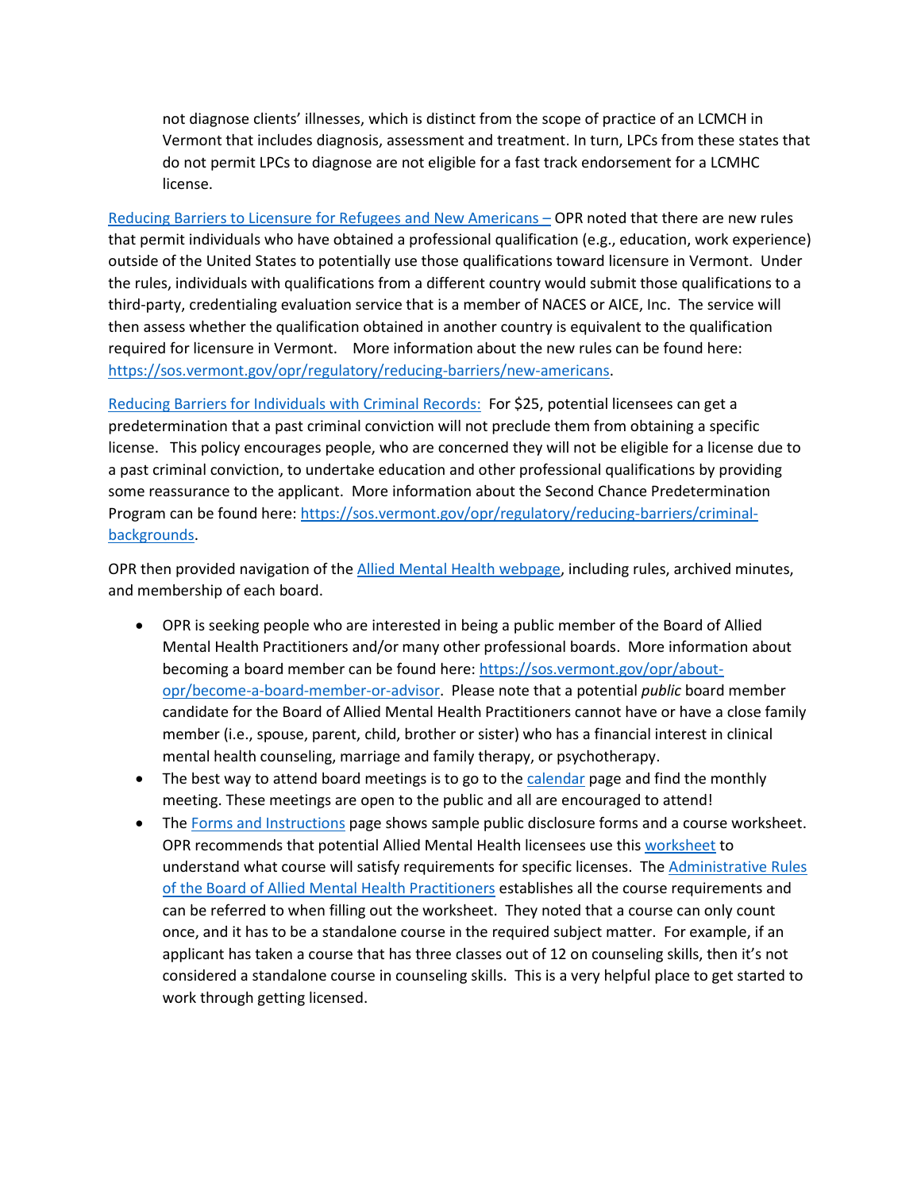not diagnose clients' illnesses, which is distinct from the scope of practice of an LCMCH in Vermont that includes diagnosis, assessment and treatment. In turn, LPCs from these states that do not permit LPCs to diagnose are not eligible for a fast track endorsement for a LCMHC license.

Reducing Barriers to Licensure for Refugees and New Americans – OPR noted that there are new rules that permit individuals who have obtained a professional qualification (e.g., education, work experience) outside of the United States to potentially use those qualifications toward licensure in Vermont. Under the rules, individuals with qualifications from a different country would submit those qualifications to a third-party, credentialing evaluation service that is a member of NACES or AICE, Inc. The service will then assess whether the qualification obtained in another country is equivalent to the qualification required for licensure in Vermont. More information about the new rules can be found here: https://sos.vermont.gov/opr/regulatory/reducing-barriers/new-americans.

Reducing Barriers for Individuals with Criminal Records: For $25, potential licensees can get a predetermination that a past criminal conviction will not preclude them from obtaining a specific license. This policy encourages people, who are concerned they will not be eligible for a license due to a past criminal conviction, to undertake education and other professional qualifications by providing some reassurance to the applicant. More information about the Second Chance Predetermination Program can be found here: https://sos.vermont.gov/opr/regulatory/reducing-barriers/criminal-backgrounds.

OPR then provided navigation of the Allied Mental Health webpage, including rules, archived minutes, and membership of each board.

- OPR is seeking people who are interested in being a public member of the Board of Allied Mental Health Practitioners and/or many other professional boards. More information about becoming a board member can be found here: https://sos.vermont.gov/opr/about-opr/become-a-board-member-or-advisor. Please note that a potential *public* board member candidate for the Board of Allied Mental Health Practitioners cannot have or have a close family member (i.e., spouse, parent, child, brother or sister) who has a financial interest in clinical mental health counseling, marriage and family therapy, or psychotherapy.
- The best way to attend board meetings is to go to the calendar page and find the monthly meeting. These meetings are open to the public and all are encouraged to attend!
- The Forms and Instructions page shows sample public disclosure forms and a course worksheet. OPR recommends that potential Allied Mental Health licensees use this worksheet to understand what course will satisfy requirements for specific licenses. The Administrative Rules of the Board of Allied Mental Health Practitioners establishes all the course requirements and can be referred to when filling out the worksheet. They noted that a course can only count once, and it has to be a standalone course in the required subject matter. For example, if an applicant has taken a course that has three classes out of 12 on counseling skills, then it's not considered a standalone course in counseling skills. This is a very helpful place to get started to work through getting licensed.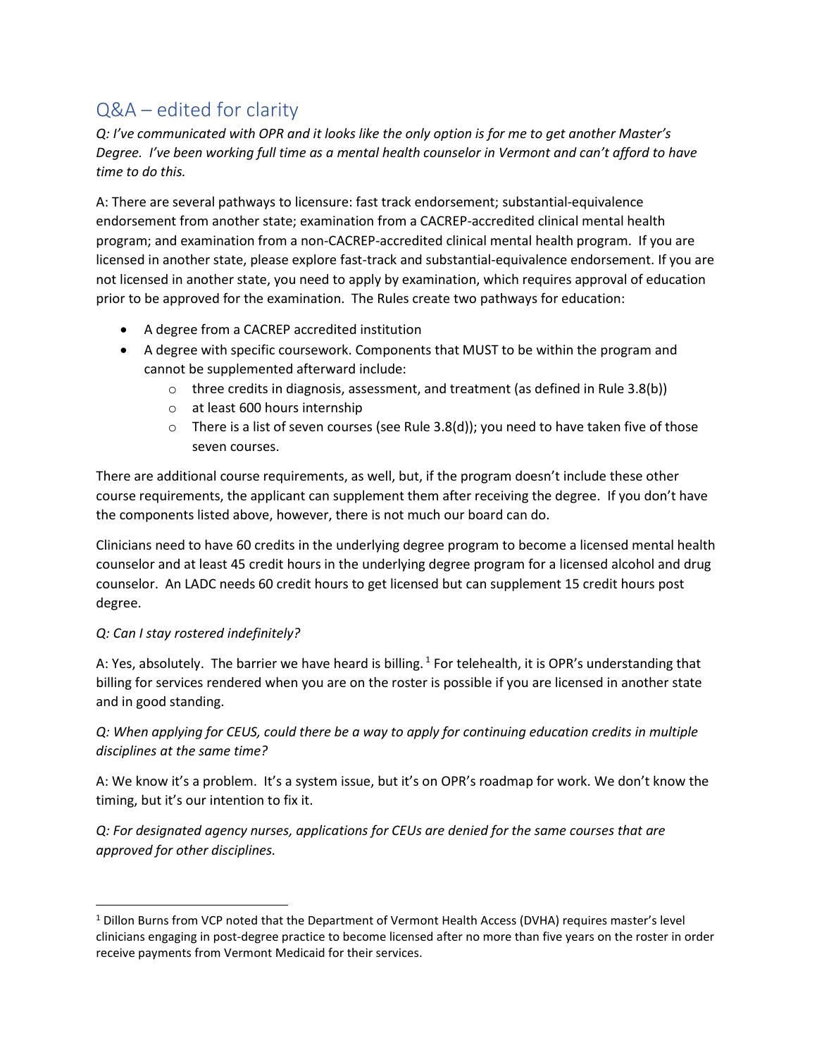## Q&A – edited for clarity

*Q: I've communicated with OPR and it looks like the only option is for me to get another Master's Degree. I've been working full time as a mental health counselor in Vermont and can't afford to have time to do this.*

A: There are several pathways to licensure: fast track endorsement; substantial-equivalence endorsement from another state; examination from a CACREP-accredited clinical mental health program; and examination from a non-CACREP-accredited clinical mental health program. If you are licensed in another state, please explore fast-track and substantial-equivalence endorsement. If you are not licensed in another state, you need to apply by examination, which requires approval of education prior to be approved for the examination. The Rules create two pathways for education:

- A degree from a CACREP accredited institution
- A degree with specific coursework. Components that MUST to be within the program and cannot be supplemented afterward include:
  - three credits in diagnosis, assessment, and treatment (as defined in Rule 3.8(b))
  - at least 600 hours internship
  - There is a list of seven courses (see Rule 3.8(d)); you need to have taken five of those seven courses.

There are additional course requirements, as well, but, if the program doesn't include these other course requirements, the applicant can supplement them after receiving the degree. If you don't have the components listed above, however, there is not much our board can do.

Clinicians need to have 60 credits in the underlying degree program to become a licensed mental health counselor and at least 45 credit hours in the underlying degree program for a licensed alcohol and drug counselor. An LADC needs 60 credit hours to get licensed but can supplement 15 credit hours post degree.

*Q: Can I stay rostered indefinitely?*

A: Yes, absolutely. The barrier we have heard is billing.[1] For telehealth, it is OPR's understanding that billing for services rendered when you are on the roster is possible if you are licensed in another state and in good standing.

*Q: When applying for CEUS, could there be a way to apply for continuing education credits in multiple disciplines at the same time?*

A: We know it's a problem. It's a system issue, but it's on OPR's roadmap for work. We don't know the timing, but it's our intention to fix it.

*Q: For designated agency nurses, applications for CEUs are denied for the same courses that are approved for other disciplines.*

---

[1] Dillon Burns from VCP noted that the Department of Vermont Health Access (DVHA) requires master's level clinicians engaging in post-degree practice to become licensed after no more than five years on the roster in order receive payments from Vermont Medicaid for their services.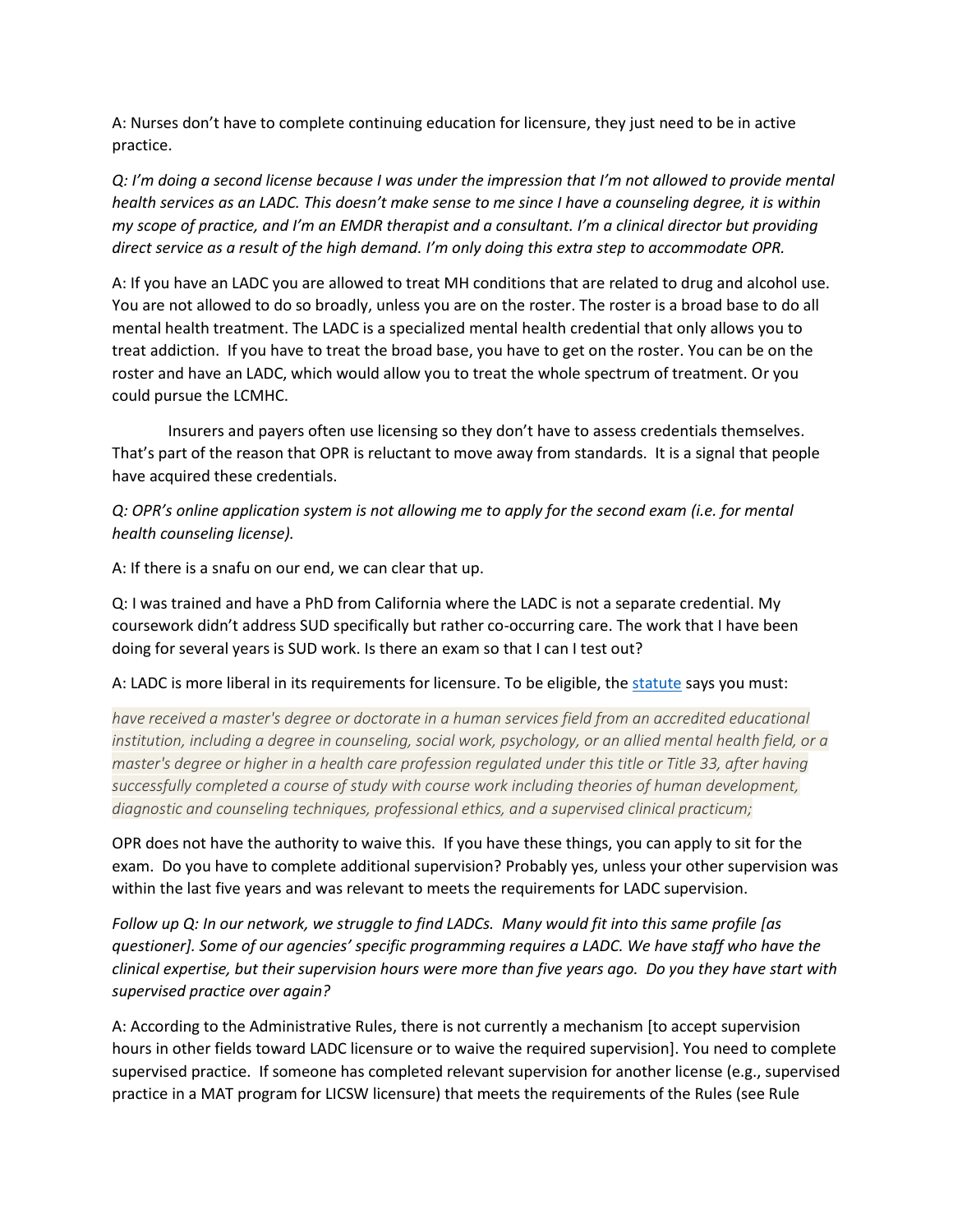A: Nurses don't have to complete continuing education for licensure, they just need to be in active practice.

*Q: I'm doing a second license because I was under the impression that I'm not allowed to provide mental health services as an LADC. This doesn't make sense to me since I have a counseling degree, it is within my scope of practice, and I'm an EMDR therapist and a consultant. I'm a clinical director but providing direct service as a result of the high demand. I'm only doing this extra step to accommodate OPR.*

A: If you have an LADC you are allowed to treat MH conditions that are related to drug and alcohol use. You are not allowed to do so broadly, unless you are on the roster. The roster is a broad base to do all mental health treatment. The LADC is a specialized mental health credential that only allows you to treat addiction. If you have to treat the broad base, you have to get on the roster. You can be on the roster and have an LADC, which would allow you to treat the whole spectrum of treatment. Or you could pursue the LCMHC.

Insurers and payers often use licensing so they don't have to assess credentials themselves. That's part of the reason that OPR is reluctant to move away from standards. It is a signal that people have acquired these credentials.

*Q: OPR's online application system is not allowing me to apply for the second exam (i.e. for mental health counseling license).*

A: If there is a snafu on our end, we can clear that up.

Q: I was trained and have a PhD from California where the LADC is not a separate credential. My coursework didn't address SUD specifically but rather co-occurring care. The work that I have been doing for several years is SUD work. Is there an exam so that I can I test out?

A: LADC is more liberal in its requirements for licensure. To be eligible, the statute says you must:

*have received a master's degree or doctorate in a human services field from an accredited educational institution, including a degree in counseling, social work, psychology, or an allied mental health field, or a master's degree or higher in a health care profession regulated under this title or Title 33, after having successfully completed a course of study with course work including theories of human development, diagnostic and counseling techniques, professional ethics, and a supervised clinical practicum;*

OPR does not have the authority to waive this. If you have these things, you can apply to sit for the exam. Do you have to complete additional supervision? Probably yes, unless your other supervision was within the last five years and was relevant to meets the requirements for LADC supervision.

*Follow up Q: In our network, we struggle to find LADCs. Many would fit into this same profile [as questioner]. Some of our agencies' specific programming requires a LADC. We have staff who have the clinical expertise, but their supervision hours were more than five years ago. Do you they have start with supervised practice over again?*

A: According to the Administrative Rules, there is not currently a mechanism [to accept supervision hours in other fields toward LADC licensure or to waive the required supervision]. You need to complete supervised practice. If someone has completed relevant supervision for another license (e.g., supervised practice in a MAT program for LICSW licensure) that meets the requirements of the Rules (see Rule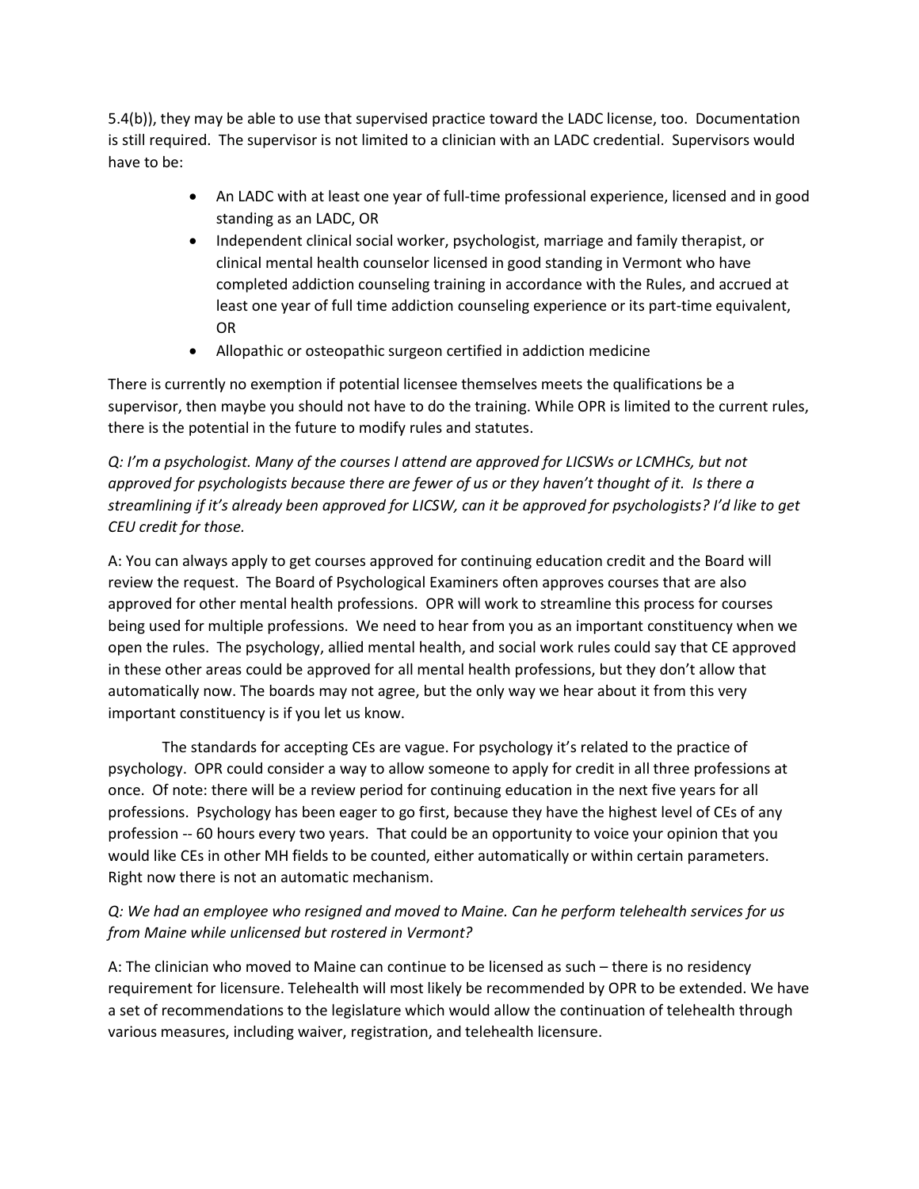5.4(b)), they may be able to use that supervised practice toward the LADC license, too. Documentation is still required. The supervisor is not limited to a clinician with an LADC credential. Supervisors would have to be:

- An LADC with at least one year of full-time professional experience, licensed and in good standing as an LADC, OR
- Independent clinical social worker, psychologist, marriage and family therapist, or clinical mental health counselor licensed in good standing in Vermont who have completed addiction counseling training in accordance with the Rules, and accrued at least one year of full time addiction counseling experience or its part-time equivalent, OR
- Allopathic or osteopathic surgeon certified in addiction medicine

There is currently no exemption if potential licensee themselves meets the qualifications be a supervisor, then maybe you should not have to do the training. While OPR is limited to the current rules, there is the potential in the future to modify rules and statutes.

*Q: I'm a psychologist. Many of the courses I attend are approved for LICSWs or LCMHCs, but not approved for psychologists because there are fewer of us or they haven't thought of it. Is there a streamlining if it's already been approved for LICSW, can it be approved for psychologists? I'd like to get CEU credit for those.*

A: You can always apply to get courses approved for continuing education credit and the Board will review the request. The Board of Psychological Examiners often approves courses that are also approved for other mental health professions. OPR will work to streamline this process for courses being used for multiple professions. We need to hear from you as an important constituency when we open the rules. The psychology, allied mental health, and social work rules could say that CE approved in these other areas could be approved for all mental health professions, but they don't allow that automatically now. The boards may not agree, but the only way we hear about it from this very important constituency is if you let us know.

The standards for accepting CEs are vague. For psychology it's related to the practice of psychology. OPR could consider a way to allow someone to apply for credit in all three professions at once. Of note: there will be a review period for continuing education in the next five years for all professions. Psychology has been eager to go first, because they have the highest level of CEs of any profession -- 60 hours every two years. That could be an opportunity to voice your opinion that you would like CEs in other MH fields to be counted, either automatically or within certain parameters. Right now there is not an automatic mechanism.

*Q: We had an employee who resigned and moved to Maine. Can he perform telehealth services for us from Maine while unlicensed but rostered in Vermont?*

A: The clinician who moved to Maine can continue to be licensed as such – there is no residency requirement for licensure. Telehealth will most likely be recommended by OPR to be extended. We have a set of recommendations to the legislature which would allow the continuation of telehealth through various measures, including waiver, registration, and telehealth licensure.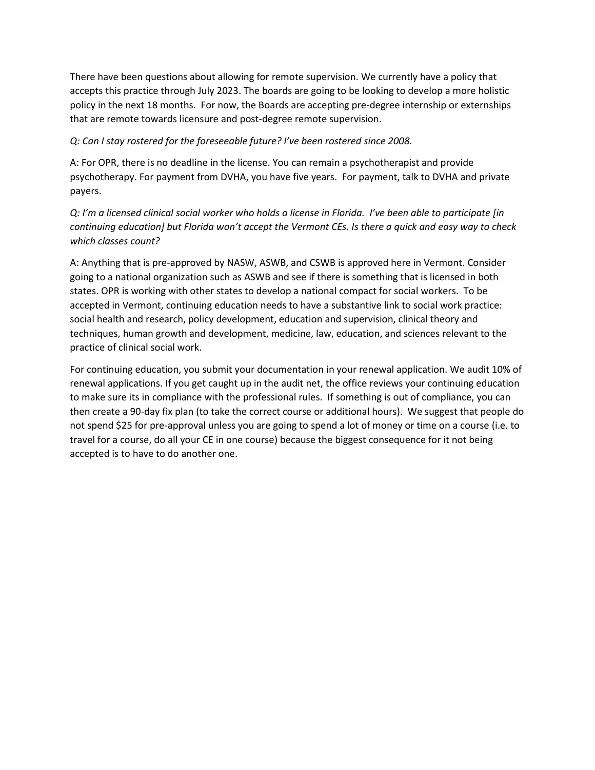There have been questions about allowing for remote supervision. We currently have a policy that accepts this practice through July 2023. The boards are going to be looking to develop a more holistic policy in the next 18 months. For now, the Boards are accepting pre-degree internship or externships that are remote towards licensure and post-degree remote supervision.

*Q: Can I stay rostered for the foreseeable future? I've been rostered since 2008.*

A: For OPR, there is no deadline in the license. You can remain a psychotherapist and provide psychotherapy. For payment from DVHA, you have five years. For payment, talk to DVHA and private payers.

*Q: I'm a licensed clinical social worker who holds a license in Florida. I've been able to participate [in continuing education] but Florida won't accept the Vermont CEs. Is there a quick and easy way to check which classes count?*

A: Anything that is pre-approved by NASW, ASWB, and CSWB is approved here in Vermont. Consider going to a national organization such as ASWB and see if there is something that is licensed in both states. OPR is working with other states to develop a national compact for social workers. To be accepted in Vermont, continuing education needs to have a substantive link to social work practice: social health and research, policy development, education and supervision, clinical theory and techniques, human growth and development, medicine, law, education, and sciences relevant to the practice of clinical social work.

For continuing education, you submit your documentation in your renewal application. We audit 10% of renewal applications. If you get caught up in the audit net, the office reviews your continuing education to make sure its in compliance with the professional rules. If something is out of compliance, you can then create a 90-day fix plan (to take the correct course or additional hours). We suggest that people do not spend $25 for pre-approval unless you are going to spend a lot of money or time on a course (i.e. to travel for a course, do all your CE in one course) because the biggest consequence for it not being accepted is to have to do another one.